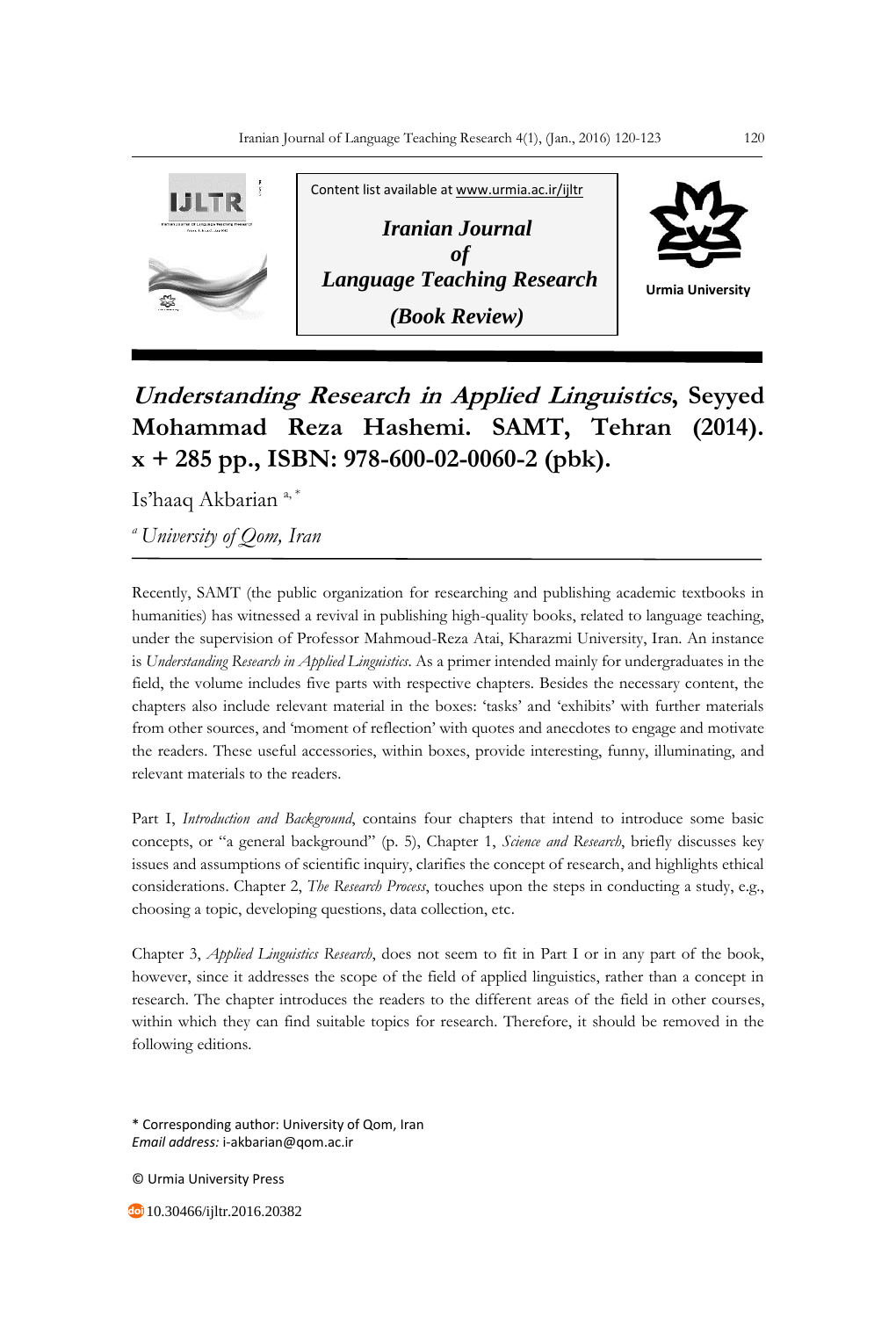Content list available at www.urmia.ac.ir/ijltr

*Iranian Journal of Language Teaching Research*

*(Book Review)*

Urmia University

# *Understanding Research in Applied Linguistics*, Seyyed Mohammad Reza Hashemi. SAMT, Tehran (2014). x + 285 pp., ISBN: 978-600-02-0060-2 (pbk).

Is'haaq Akbarian [a, *]

[a] *University of Qom, Iran*

---

Recently, SAMT (the public organization for researching and publishing academic textbooks in humanities) has witnessed a revival in publishing high-quality books, related to language teaching, under the supervision of Professor Mahmoud-Reza Atai, Kharazmi University, Iran. An instance is *Understanding Research in Applied Linguistics*. As a primer intended mainly for undergraduates in the field, the volume includes five parts with respective chapters. Besides the necessary content, the chapters also include relevant material in the boxes: 'tasks' and 'exhibits' with further materials from other sources, and 'moment of reflection' with quotes and anecdotes to engage and motivate the readers. These useful accessories, within boxes, provide interesting, funny, illuminating, and relevant materials to the readers.

Part I, *Introduction and Background*, contains four chapters that intend to introduce some basic concepts, or "a general background" (p. 5), Chapter 1, *Science and Research*, briefly discusses key issues and assumptions of scientific inquiry, clarifies the concept of research, and highlights ethical considerations. Chapter 2, *The Research Process*, touches upon the steps in conducting a study, e.g., choosing a topic, developing questions, data collection, etc.

Chapter 3, *Applied Linguistics Research*, does not seem to fit in Part I or in any part of the book, however, since it addresses the scope of the field of applied linguistics, rather than a concept in research. The chapter introduces the readers to the different areas of the field in other courses, within which they can find suitable topics for research. Therefore, it should be removed in the following editions.

---

\* Corresponding author: University of Qom, Iran
*Email address:* i-akbarian@qom.ac.ir

© Urmia University Press

10.30466/ijltr.2016.20382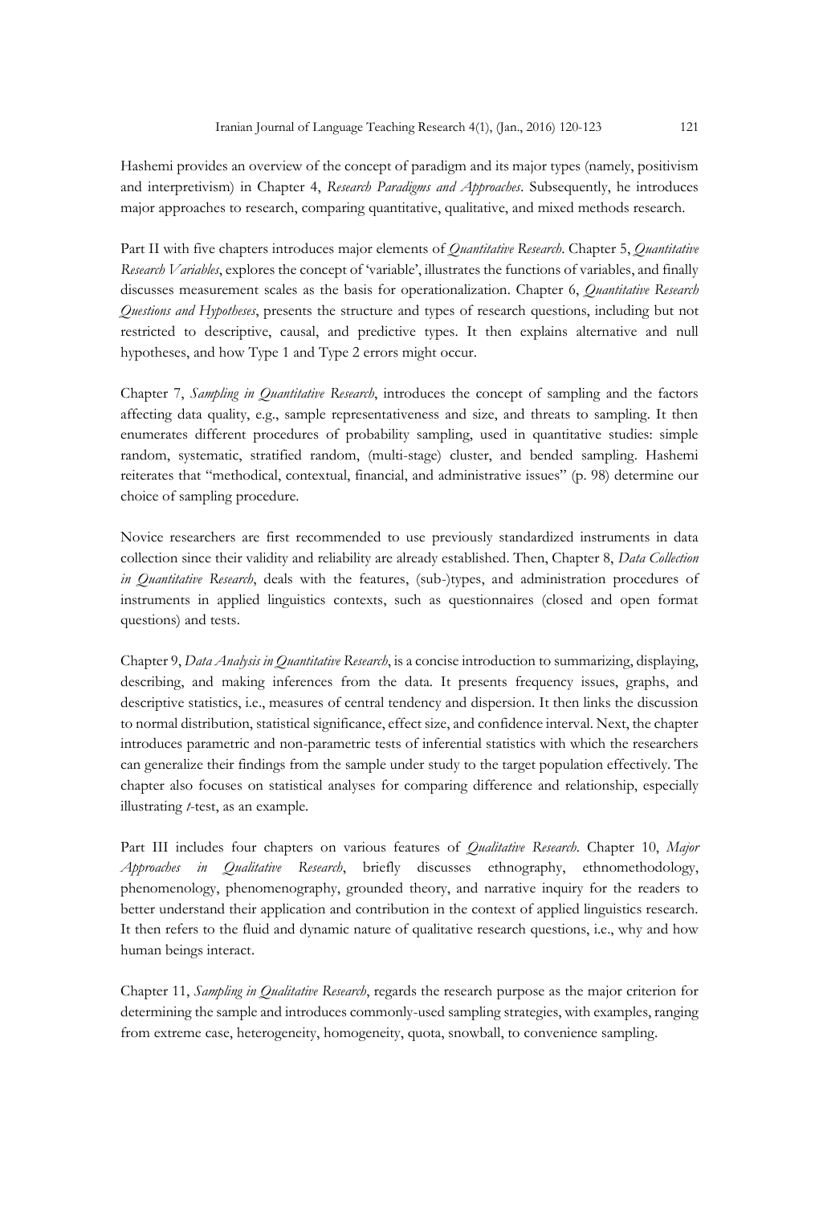Hashemi provides an overview of the concept of paradigm and its major types (namely, positivism and interpretivism) in Chapter 4, *Research Paradigms and Approaches*. Subsequently, he introduces major approaches to research, comparing quantitative, qualitative, and mixed methods research.

Part II with five chapters introduces major elements of *Quantitative Research*. Chapter 5, *Quantitative Research Variables*, explores the concept of 'variable', illustrates the functions of variables, and finally discusses measurement scales as the basis for operationalization. Chapter 6, *Quantitative Research Questions and Hypotheses*, presents the structure and types of research questions, including but not restricted to descriptive, causal, and predictive types. It then explains alternative and null hypotheses, and how Type 1 and Type 2 errors might occur.

Chapter 7, *Sampling in Quantitative Research*, introduces the concept of sampling and the factors affecting data quality, e.g., sample representativeness and size, and threats to sampling. It then enumerates different procedures of probability sampling, used in quantitative studies: simple random, systematic, stratified random, (multi-stage) cluster, and bended sampling. Hashemi reiterates that "methodical, contextual, financial, and administrative issues" (p. 98) determine our choice of sampling procedure.

Novice researchers are first recommended to use previously standardized instruments in data collection since their validity and reliability are already established. Then, Chapter 8, *Data Collection in Quantitative Research*, deals with the features, (sub-)types, and administration procedures of instruments in applied linguistics contexts, such as questionnaires (closed and open format questions) and tests.

Chapter 9, *Data Analysis in Quantitative Research*, is a concise introduction to summarizing, displaying, describing, and making inferences from the data. It presents frequency issues, graphs, and descriptive statistics, i.e., measures of central tendency and dispersion. It then links the discussion to normal distribution, statistical significance, effect size, and confidence interval. Next, the chapter introduces parametric and non-parametric tests of inferential statistics with which the researchers can generalize their findings from the sample under study to the target population effectively. The chapter also focuses on statistical analyses for comparing difference and relationship, especially illustrating *t*-test, as an example.

Part III includes four chapters on various features of *Qualitative Research*. Chapter 10, *Major Approaches in Qualitative Research*, briefly discusses ethnography, ethnomethodology, phenomenology, phenomenography, grounded theory, and narrative inquiry for the readers to better understand their application and contribution in the context of applied linguistics research. It then refers to the fluid and dynamic nature of qualitative research questions, i.e., why and how human beings interact.

Chapter 11, *Sampling in Qualitative Research*, regards the research purpose as the major criterion for determining the sample and introduces commonly-used sampling strategies, with examples, ranging from extreme case, heterogeneity, homogeneity, quota, snowball, to convenience sampling.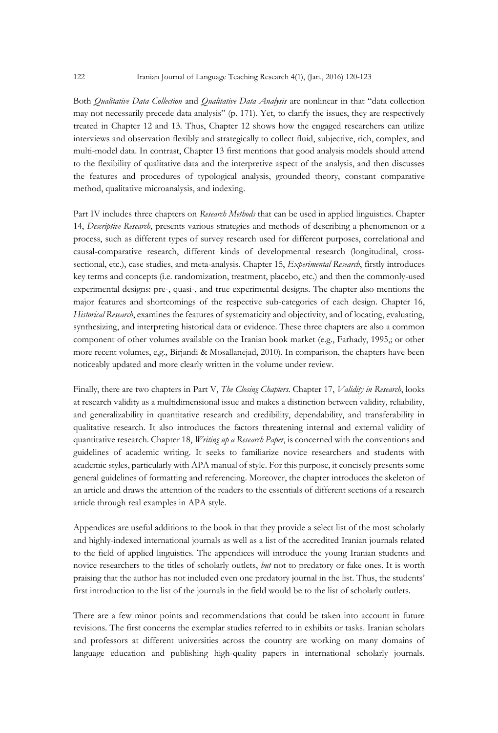Both *Qualitative Data Collection* and *Qualitative Data Analysis* are nonlinear in that "data collection may not necessarily precede data analysis" (p. 171). Yet, to clarify the issues, they are respectively treated in Chapter 12 and 13. Thus, Chapter 12 shows how the engaged researchers can utilize interviews and observation flexibly and strategically to collect fluid, subjective, rich, complex, and multi-model data. In contrast, Chapter 13 first mentions that good analysis models should attend to the flexibility of qualitative data and the interpretive aspect of the analysis, and then discusses the features and procedures of typological analysis, grounded theory, constant comparative method, qualitative microanalysis, and indexing.

Part IV includes three chapters on *Research Methods* that can be used in applied linguistics. Chapter 14, *Descriptive Research*, presents various strategies and methods of describing a phenomenon or a process, such as different types of survey research used for different purposes, correlational and causal-comparative research, different kinds of developmental research (longitudinal, cross-sectional, etc.), case studies, and meta-analysis. Chapter 15, *Experimental Research*, firstly introduces key terms and concepts (i.e. randomization, treatment, placebo, etc.) and then the commonly-used experimental designs: pre-, quasi-, and true experimental designs. The chapter also mentions the major features and shortcomings of the respective sub-categories of each design. Chapter 16, *Historical Research*, examines the features of systematicity and objectivity, and of locating, evaluating, synthesizing, and interpreting historical data or evidence. These three chapters are also a common component of other volumes available on the Iranian book market (e.g., Farhady, 1995,; or other more recent volumes, e,g., Birjandi & Mosallanejad, 2010). In comparison, the chapters have been noticeably updated and more clearly written in the volume under review.

Finally, there are two chapters in Part V, *The Closing Chapters*. Chapter 17, *Validity in Research*, looks at research validity as a multidimensional issue and makes a distinction between validity, reliability, and generalizability in quantitative research and credibility, dependability, and transferability in qualitative research. It also introduces the factors threatening internal and external validity of quantitative research. Chapter 18, *Writing up a Research Paper*, is concerned with the conventions and guidelines of academic writing. It seeks to familiarize novice researchers and students with academic styles, particularly with APA manual of style. For this purpose, it concisely presents some general guidelines of formatting and referencing. Moreover, the chapter introduces the skeleton of an article and draws the attention of the readers to the essentials of different sections of a research article through real examples in APA style.

Appendices are useful additions to the book in that they provide a select list of the most scholarly and highly-indexed international journals as well as a list of the accredited Iranian journals related to the field of applied linguistics. The appendices will introduce the young Iranian students and novice researchers to the titles of scholarly outlets, *but* not to predatory or fake ones. It is worth praising that the author has not included even one predatory journal in the list. Thus, the students' first introduction to the list of the journals in the field would be to the list of scholarly outlets.

There are a few minor points and recommendations that could be taken into account in future revisions. The first concerns the exemplar studies referred to in exhibits or tasks. Iranian scholars and professors at different universities across the country are working on many domains of language education and publishing high-quality papers in international scholarly journals.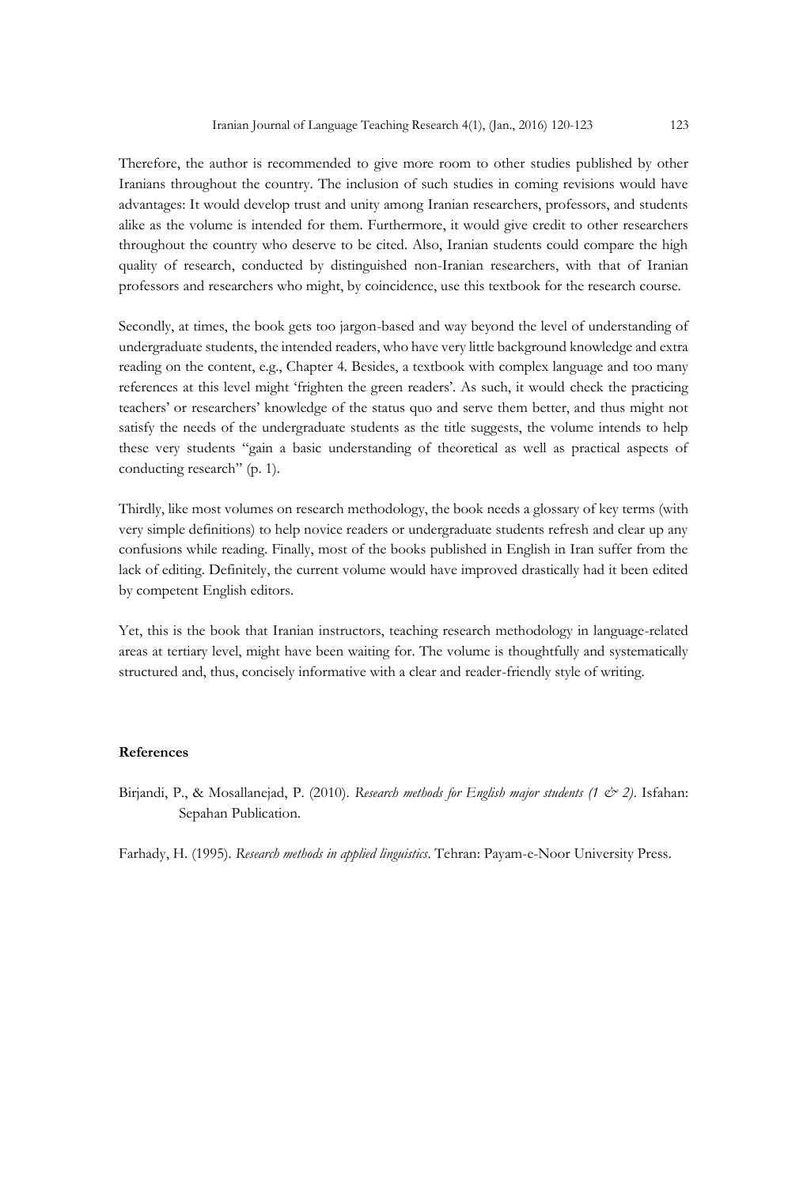Therefore, the author is recommended to give more room to other studies published by other Iranians throughout the country. The inclusion of such studies in coming revisions would have advantages: It would develop trust and unity among Iranian researchers, professors, and students alike as the volume is intended for them. Furthermore, it would give credit to other researchers throughout the country who deserve to be cited. Also, Iranian students could compare the high quality of research, conducted by distinguished non-Iranian researchers, with that of Iranian professors and researchers who might, by coincidence, use this textbook for the research course.

Secondly, at times, the book gets too jargon-based and way beyond the level of understanding of undergraduate students, the intended readers, who have very little background knowledge and extra reading on the content, e.g., Chapter 4. Besides, a textbook with complex language and too many references at this level might 'frighten the green readers'. As such, it would check the practicing teachers' or researchers' knowledge of the status quo and serve them better, and thus might not satisfy the needs of the undergraduate students as the title suggests, the volume intends to help these very students "gain a basic understanding of theoretical as well as practical aspects of conducting research" (p. 1).

Thirdly, like most volumes on research methodology, the book needs a glossary of key terms (with very simple definitions) to help novice readers or undergraduate students refresh and clear up any confusions while reading. Finally, most of the books published in English in Iran suffer from the lack of editing. Definitely, the current volume would have improved drastically had it been edited by competent English editors.

Yet, this is the book that Iranian instructors, teaching research methodology in language-related areas at tertiary level, might have been waiting for. The volume is thoughtfully and systematically structured and, thus, concisely informative with a clear and reader-friendly style of writing.

**References**

Birjandi, P., & Mosallanejad, P. (2010). *Research methods for English major students (1 & 2)*. Isfahan: Sepahan Publication.

Farhady, H. (1995). *Research methods in applied linguistics*. Tehran: Payam-e-Noor University Press.